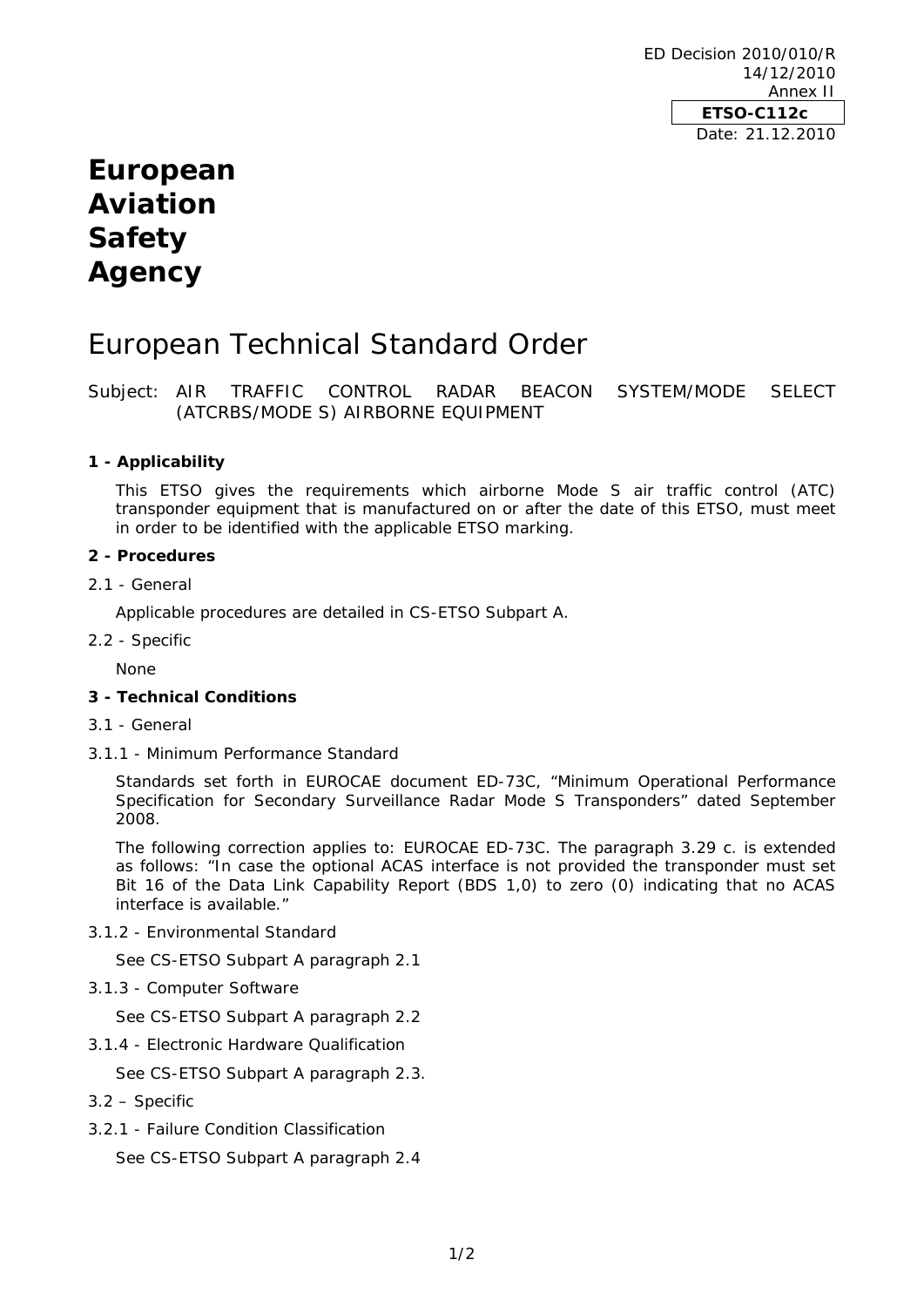ED Decision 2010/010/R
14/12/2010
Annex II

**ETSO-C112c**

Date: 21.12.2010

# European Aviation Safety Agency

## European Technical Standard Order

Subject: AIR TRAFFIC CONTROL RADAR BEACON SYSTEM/MODE SELECT (ATCRBS/MODE S) AIRBORNE EQUIPMENT

### 1 - Applicability

This ETSO gives the requirements which airborne Mode S air traffic control (ATC) transponder equipment that is manufactured on or after the date of this ETSO, must meet in order to be identified with the applicable ETSO marking.

### 2 - Procedures

2.1 - General

Applicable procedures are detailed in CS-ETSO Subpart A.

2.2 - Specific

None

### 3 - Technical Conditions

3.1 - General

3.1.1 - Minimum Performance Standard

Standards set forth in EUROCAE document ED-73C, "Minimum Operational Performance Specification for Secondary Surveillance Radar Mode S Transponders" dated September 2008.

The following correction applies to: EUROCAE ED-73C. The paragraph 3.29 c. is extended as follows: "In case the optional ACAS interface is not provided the transponder must set Bit 16 of the Data Link Capability Report (BDS 1,0) to zero (0) indicating that no ACAS interface is available."

3.1.2 - Environmental Standard

See CS-ETSO Subpart A paragraph 2.1

3.1.3 - Computer Software

See CS-ETSO Subpart A paragraph 2.2

3.1.4 - Electronic Hardware Qualification

See CS-ETSO Subpart A paragraph 2.3.

3.2 – Specific

3.2.1 - Failure Condition Classification

See CS-ETSO Subpart A paragraph 2.4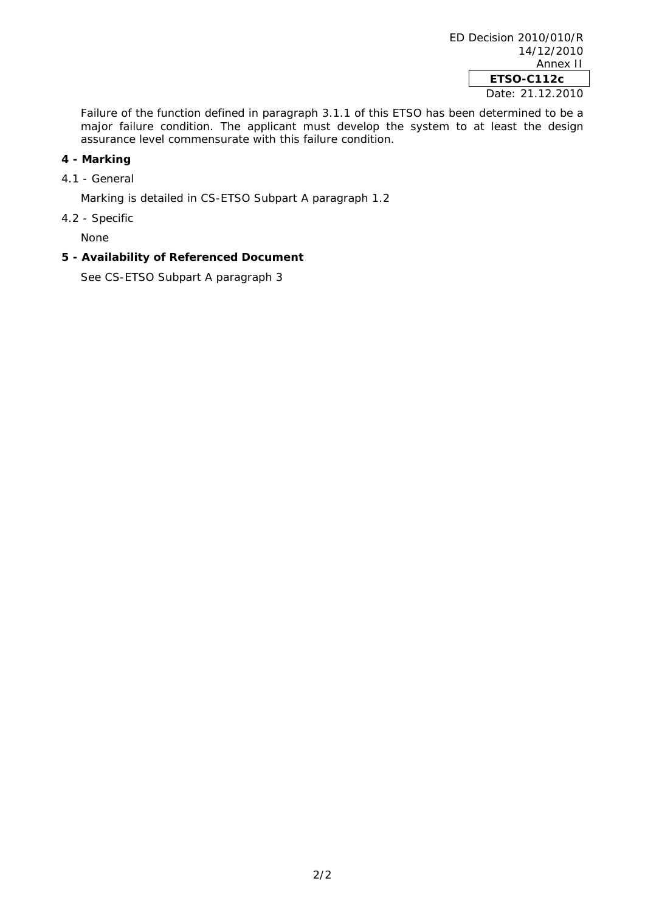Failure of the function defined in paragraph 3.1.1 of this ETSO has been determined to be a major failure condition. The applicant must develop the system to at least the design assurance level commensurate with this failure condition.

## 4 - Marking

4.1 - General

Marking is detailed in CS-ETSO Subpart A paragraph 1.2

4.2 - Specific

None

## 5 - Availability of Referenced Document

See CS-ETSO Subpart A paragraph 3